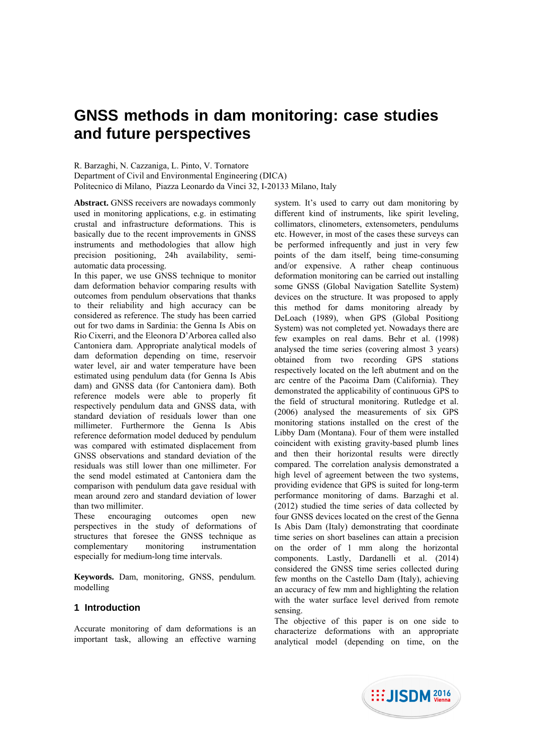# GNSS methods in dam monitoring: case studies and future perspectives

R. Barzaghi, N. Cazzaniga, L. Pinto, V. Tornatore
Department of Civil and Environmental Engineering (DICA)
Politecnico di Milano, Piazza Leonardo da Vinci 32, I-20133 Milano, Italy

**Abstract.** GNSS receivers are nowadays commonly used in monitoring applications, e.g. in estimating crustal and infrastructure deformations. This is basically due to the recent improvements in GNSS instruments and methodologies that allow high precision positioning, 24h availability, semi-automatic data processing.

In this paper, we use GNSS technique to monitor dam deformation behavior comparing results with outcomes from pendulum observations that thanks to their reliability and high accuracy can be considered as reference. The study has been carried out for two dams in Sardinia: the Genna Is Abis on Rio Cixerri, and the Eleonora D'Arborea called also Cantoniera dam. Appropriate analytical models of dam deformation depending on time, reservoir water level, air and water temperature have been estimated using pendulum data (for Genna Is Abis dam) and GNSS data (for Cantoniera dam). Both reference models were able to properly fit respectively pendulum data and GNSS data, with standard deviation of residuals lower than one millimeter. Furthermore the Genna Is Abis reference deformation model deduced by pendulum was compared with estimated displacement from GNSS observations and standard deviation of the residuals was still lower than one millimeter. For the send model estimated at Cantoniera dam the comparison with pendulum data gave residual with mean around zero and standard deviation of lower than two millimiter.

These encouraging outcomes open new perspectives in the study of deformations of structures that foresee the GNSS technique as complementary monitoring instrumentation especially for medium-long time intervals.

**Keywords.** Dam, monitoring, GNSS, pendulum. modelling

## 1 Introduction

Accurate monitoring of dam deformations is an important task, allowing an effective warning system. It's used to carry out dam monitoring by different kind of instruments, like spirit leveling, collimators, clinometers, extensometers, pendulums etc. However, in most of the cases these surveys can be performed infrequently and just in very few points of the dam itself, being time-consuming and/or expensive. A rather cheap continuous deformation monitoring can be carried out installing some GNSS (Global Navigation Satellite System) devices on the structure. It was proposed to apply this method for dams monitoring already by DeLoach (1989), when GPS (Global Positioning System) was not completed yet. Nowadays there are few examples on real dams. Behr et al. (1998) analysed the time series (covering almost 3 years) obtained from two recording GPS stations respectively located on the left abutment and on the arc centre of the Pacoima Dam (California). They demonstrated the applicability of continuous GPS to the field of structural monitoring. Rutledge et al. (2006) analysed the measurements of six GPS monitoring stations installed on the crest of the Libby Dam (Montana). Four of them were installed coincident with existing gravity-based plumb lines and then their horizontal results were directly compared. The correlation analysis demonstrated a high level of agreement between the two systems, providing evidence that GPS is suited for long-term performance monitoring of dams. Barzaghi et al. (2012) studied the time series of data collected by four GNSS devices located on the crest of the Genna Is Abis Dam (Italy) demonstrating that coordinate time series on short baselines can attain a precision on the order of 1 mm along the horizontal components. Lastly, Dardanelli et al. (2014) considered the GNSS time series collected during few months on the Castello Dam (Italy), achieving an accuracy of few mm and highlighting the relation with the water surface level derived from remote sensing.

The objective of this paper is on one side to characterize deformations with an appropriate analytical model (depending on time, on the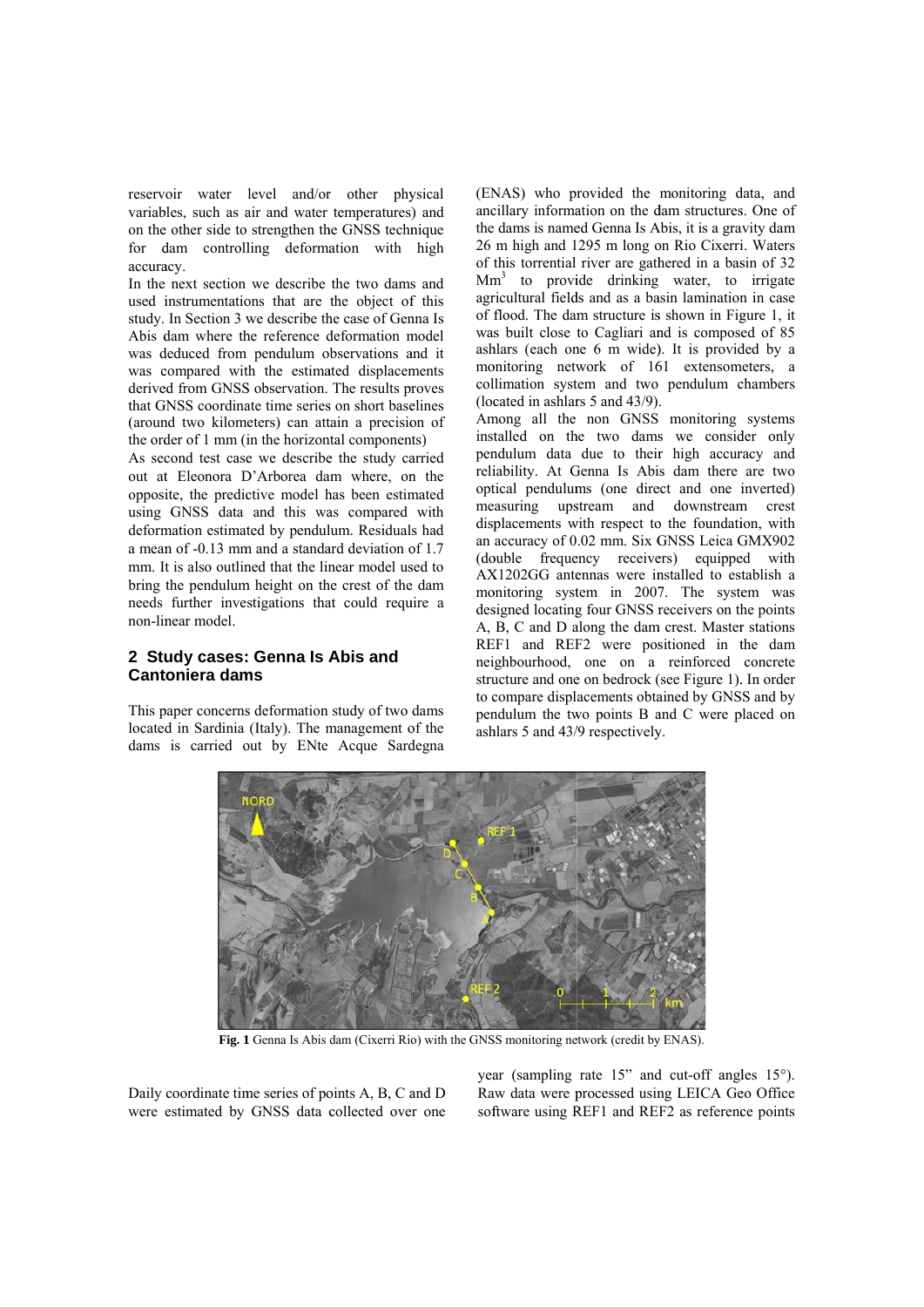reservoir water level and/or other physical variables, such as air and water temperatures) and on the other side to strengthen the GNSS technique for dam controlling deformation with high accuracy.

In the next section we describe the two dams and used instrumentations that are the object of this study. In Section 3 we describe the case of Genna Is Abis dam where the reference deformation model was deduced from pendulum observations and it was compared with the estimated displacements derived from GNSS observation. The results proves that GNSS coordinate time series on short baselines (around two kilometers) can attain a precision of the order of 1 mm (in the horizontal components)

As second test case we describe the study carried out at Eleonora D'Arborea dam where, on the opposite, the predictive model has been estimated using GNSS data and this was compared with deformation estimated by pendulum. Residuals had a mean of -0.13 mm and a standard deviation of 1.7 mm. It is also outlined that the linear model used to bring the pendulum height on the crest of the dam needs further investigations that could require a non-linear model.

## 2 Study cases: Genna Is Abis and Cantoniera dams

This paper concerns deformation study of two dams located in Sardinia (Italy). The management of the dams is carried out by ENte Acque Sardegna (ENAS) who provided the monitoring data, and ancillary information on the dam structures. One of the dams is named Genna Is Abis, it is a gravity dam 26 m high and 1295 m long on Rio Cixerri. Waters of this torrential river are gathered in a basin of 32 $Mm^3$ to provide drinking water, to irrigate agricultural fields and as a basin lamination in case of flood. The dam structure is shown in Figure 1, it was built close to Cagliari and is composed of 85 ashlars (each one 6 m wide). It is provided by a monitoring network of 161 extensometers, a collimation system and two pendulum chambers (located in ashlars 5 and 43/9).

Among all the non GNSS monitoring systems installed on the two dams we consider only pendulum data due to their high accuracy and reliability. At Genna Is Abis dam there are two optical pendulums (one direct and one inverted) measuring upstream and downstream crest displacements with respect to the foundation, with an accuracy of 0.02 mm. Six GNSS Leica GMX902 (double frequency receivers) equipped with AX1202GG antennas were installed to establish a monitoring system in 2007. The system was designed locating four GNSS receivers on the points A, B, C and D along the dam crest. Master stations REF1 and REF2 were positioned in the dam neighbourhood, one on a reinforced concrete structure and one on bedrock (see Figure 1). In order to compare displacements obtained by GNSS and by pendulum the two points B and C were placed on ashlars 5 and 43/9 respectively.

**Fig. 1** Genna Is Abis dam (Cixerri Rio) with the GNSS monitoring network (credit by ENAS).

Daily coordinate time series of points A, B, C and D were estimated by GNSS data collected over one year (sampling rate 15" and cut-off angles 15°). Raw data were processed using LEICA Geo Office software using REF1 and REF2 as reference points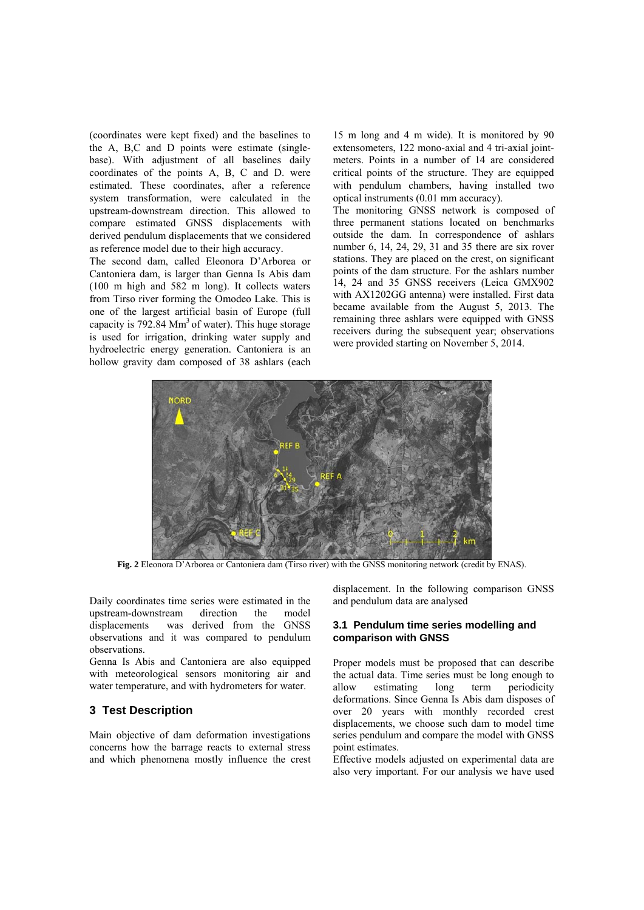(coordinates were kept fixed) and the baselines to the A, B,C and D points were estimate (single-base). With adjustment of all baselines daily coordinates of the points A, B, C and D. were estimated. These coordinates, after a reference system transformation, were calculated in the upstream-downstream direction. This allowed to compare estimated GNSS displacements with derived pendulum displacements that we considered as reference model due to their high accuracy.

The second dam, called Eleonora D'Arborea or Cantoniera dam, is larger than Genna Is Abis dam (100 m high and 582 m long). It collects waters from Tirso river forming the Omodeo Lake. This is one of the largest artificial basin of Europe (full capacity is 792.84 $Mm^3$ of water). This huge storage is used for irrigation, drinking water supply and hydroelectric energy generation. Cantoniera is an hollow gravity dam composed of 38 ashlars (each 15 m long and 4 m wide). It is monitored by 90 extensometers, 122 mono-axial and 4 tri-axial joint-meters. Points in a number of 14 are considered critical points of the structure. They are equipped with pendulum chambers, having installed two optical instruments (0.01 mm accuracy).

The monitoring GNSS network is composed of three permanent stations located on benchmarks outside the dam. In correspondence of ashlars number 6, 14, 24, 29, 31 and 35 there are six rover stations. They are placed on the crest, on significant points of the dam structure. For the ashlars number 14, 24 and 35 GNSS receivers (Leica GMX902 with AX1202GG antenna) were installed. First data became available from the August 5, 2013. The remaining three ashlars were equipped with GNSS receivers during the subsequent year; observations were provided starting on November 5, 2014.

**Fig. 2** Eleonora D'Arborea or Cantoniera dam (Tirso river) with the GNSS monitoring network (credit by ENAS).

Daily coordinates time series were estimated in the upstream-downstream direction the model displacements was derived from the GNSS observations and it was compared to pendulum observations.

Genna Is Abis and Cantoniera are also equipped with meteorological sensors monitoring air and water temperature, and with hydrometers for water.

## 3 Test Description

Main objective of dam deformation investigations concerns how the barrage reacts to external stress and which phenomena mostly influence the crest displacement. In the following comparison GNSS and pendulum data are analysed

### 3.1 Pendulum time series modelling and comparison with GNSS

Proper models must be proposed that can describe the actual data. Time series must be long enough to allow estimating long term periodicity deformations. Since Genna Is Abis dam disposes of over 20 years with monthly recorded crest displacements, we choose such dam to model time series pendulum and compare the model with GNSS point estimates.

Effective models adjusted on experimental data are also very important. For our analysis we have used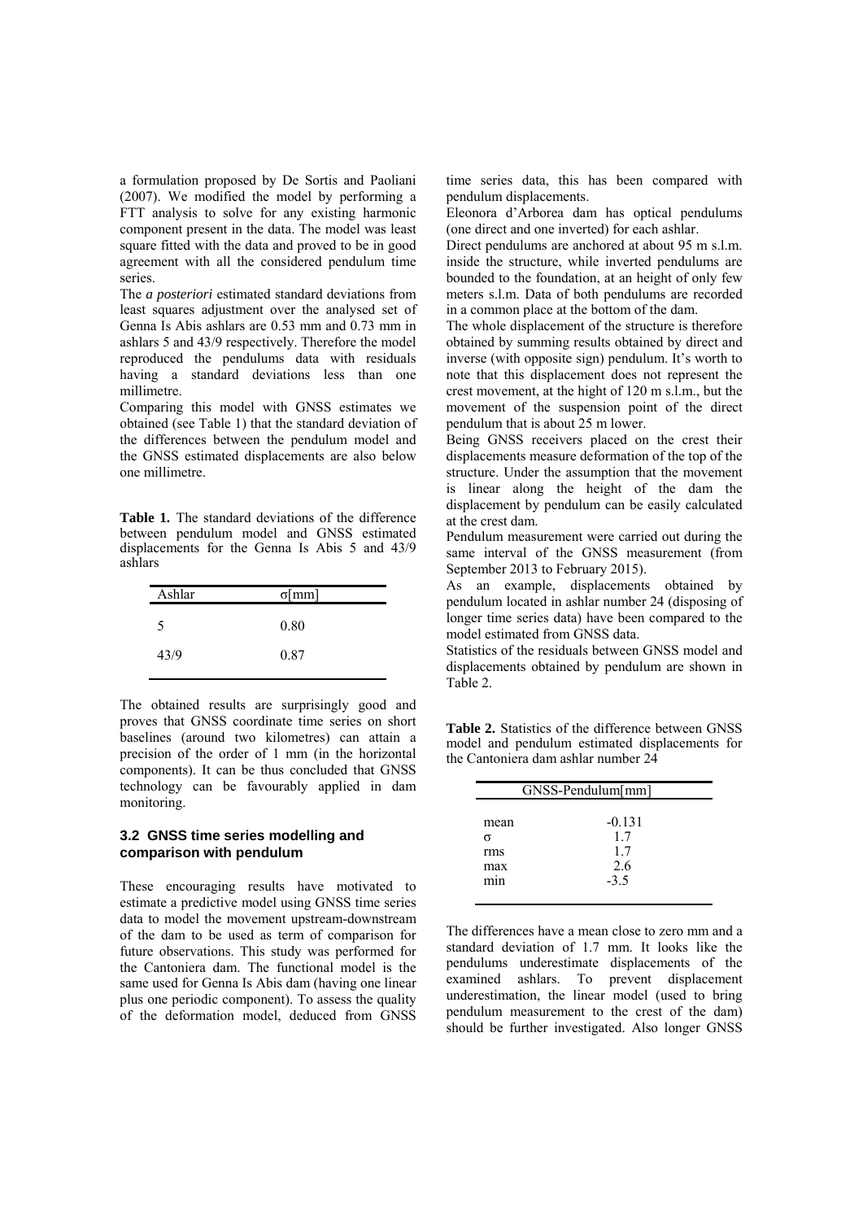a formulation proposed by De Sortis and Paoliani (2007). We modified the model by performing a FTT analysis to solve for any existing harmonic component present in the data. The model was least square fitted with the data and proved to be in good agreement with all the considered pendulum time series.

The *a posteriori* estimated standard deviations from least squares adjustment over the analysed set of Genna Is Abis ashlars are 0.53 mm and 0.73 mm in ashlars 5 and 43/9 respectively. Therefore the model reproduced the pendulums data with residuals having a standard deviations less than one millimetre.

Comparing this model with GNSS estimates we obtained (see Table 1) that the standard deviation of the differences between the pendulum model and the GNSS estimated displacements are also below one millimetre.

**Table 1.** The standard deviations of the difference between pendulum model and GNSS estimated displacements for the Genna Is Abis 5 and 43/9 ashlars

| Ashlar | σ[mm] |
|---|---|
| 5 | 0.80 |
| 43/9 | 0.87 |

The obtained results are surprisingly good and proves that GNSS coordinate time series on short baselines (around two kilometres) can attain a precision of the order of 1 mm (in the horizontal components). It can be thus concluded that GNSS technology can be favourably applied in dam monitoring.

### 3.2 GNSS time series modelling and comparison with pendulum

These encouraging results have motivated to estimate a predictive model using GNSS time series data to model the movement upstream-downstream of the dam to be used as term of comparison for future observations. This study was performed for the Cantoniera dam. The functional model is the same used for Genna Is Abis dam (having one linear plus one periodic component). To assess the quality of the deformation model, deduced from GNSS time series data, this has been compared with pendulum displacements.

Eleonora d'Arborea dam has optical pendulums (one direct and one inverted) for each ashlar.

Direct pendulums are anchored at about 95 m s.l.m. inside the structure, while inverted pendulums are bounded to the foundation, at an height of only few meters s.l.m. Data of both pendulums are recorded in a common place at the bottom of the dam.

The whole displacement of the structure is therefore obtained by summing results obtained by direct and inverse (with opposite sign) pendulum. It's worth to note that this displacement does not represent the crest movement, at the hight of 120 m s.l.m., but the movement of the suspension point of the direct pendulum that is about 25 m lower.

Being GNSS receivers placed on the crest their displacements measure deformation of the top of the structure. Under the assumption that the movement is linear along the height of the dam the displacement by pendulum can be easily calculated at the crest dam.

Pendulum measurement were carried out during the same interval of the GNSS measurement (from September 2013 to February 2015).

As an example, displacements obtained by pendulum located in ashlar number 24 (disposing of longer time series data) have been compared to the model estimated from GNSS data.

Statistics of the residuals between GNSS model and displacements obtained by pendulum are shown in Table 2.

**Table 2.** Statistics of the difference between GNSS model and pendulum estimated displacements for the Cantoniera dam ashlar number 24

| | GNSS-Pendulum[mm] |
|---|---|
| mean | -0.131 |
| σ | 1.7 |
| rms | 1.7 |
| max | 2.6 |
| min | -3.5 |

The differences have a mean close to zero mm and a standard deviation of 1.7 mm. It looks like the pendulums underestimate displacements of the examined ashlars. To prevent displacement underestimation, the linear model (used to bring pendulum measurement to the crest of the dam) should be further investigated. Also longer GNSS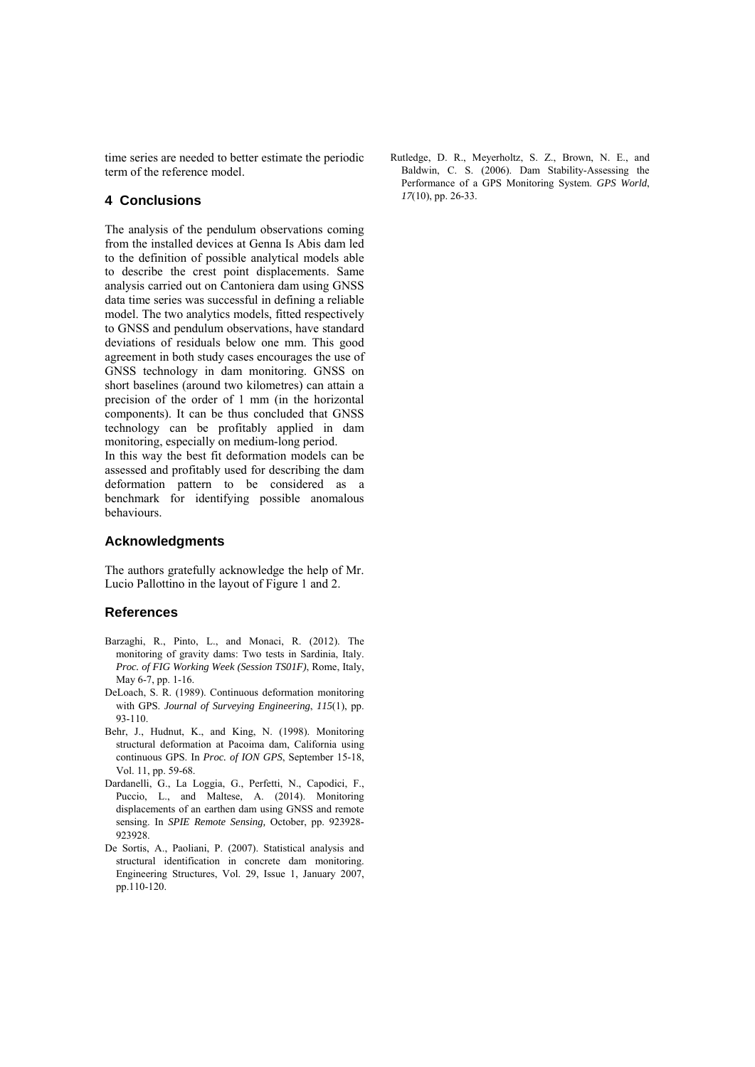time series are needed to better estimate the periodic term of the reference model.

## 4 Conclusions

The analysis of the pendulum observations coming from the installed devices at Genna Is Abis dam led to the definition of possible analytical models able to describe the crest point displacements. Same analysis carried out on Cantoniera dam using GNSS data time series was successful in defining a reliable model. The two analytics models, fitted respectively to GNSS and pendulum observations, have standard deviations of residuals below one mm. This good agreement in both study cases encourages the use of GNSS technology in dam monitoring. GNSS on short baselines (around two kilometres) can attain a precision of the order of 1 mm (in the horizontal components). It can be thus concluded that GNSS technology can be profitably applied in dam monitoring, especially on medium-long period.

In this way the best fit deformation models can be assessed and profitably used for describing the dam deformation pattern to be considered as a benchmark for identifying possible anomalous behaviours.

## Acknowledgments

The authors gratefully acknowledge the help of Mr. Lucio Pallottino in the layout of Figure 1 and 2.

## References

- Barzaghi, R., Pinto, L., and Monaci, R. (2012). The monitoring of gravity dams: Two tests in Sardinia, Italy. *Proc. of FIG Working Week (Session TS01F)*, Rome, Italy, May 6-7, pp. 1-16.
- DeLoach, S. R. (1989). Continuous deformation monitoring with GPS. *Journal of Surveying Engineering*, *115*(1), pp. 93-110.
- Behr, J., Hudnut, K., and King, N. (1998). Monitoring structural deformation at Pacoima dam, California using continuous GPS. In *Proc. of ION GPS*, September 15-18, Vol. 11, pp. 59-68.
- Dardanelli, G., La Loggia, G., Perfetti, N., Capodici, F., Puccio, L., and Maltese, A. (2014). Monitoring displacements of an earthen dam using GNSS and remote sensing. In *SPIE Remote Sensing,* October, pp. 923928-923928.
- De Sortis, A., Paoliani, P. (2007). Statistical analysis and structural identification in concrete dam monitoring. Engineering Structures, Vol. 29, Issue 1, January 2007, pp.110-120.
- Rutledge, D. R., Meyerholtz, S. Z., Brown, N. E., and Baldwin, C. S. (2006). Dam Stability-Assessing the Performance of a GPS Monitoring System. *GPS World*, *17*(10), pp. 26-33.